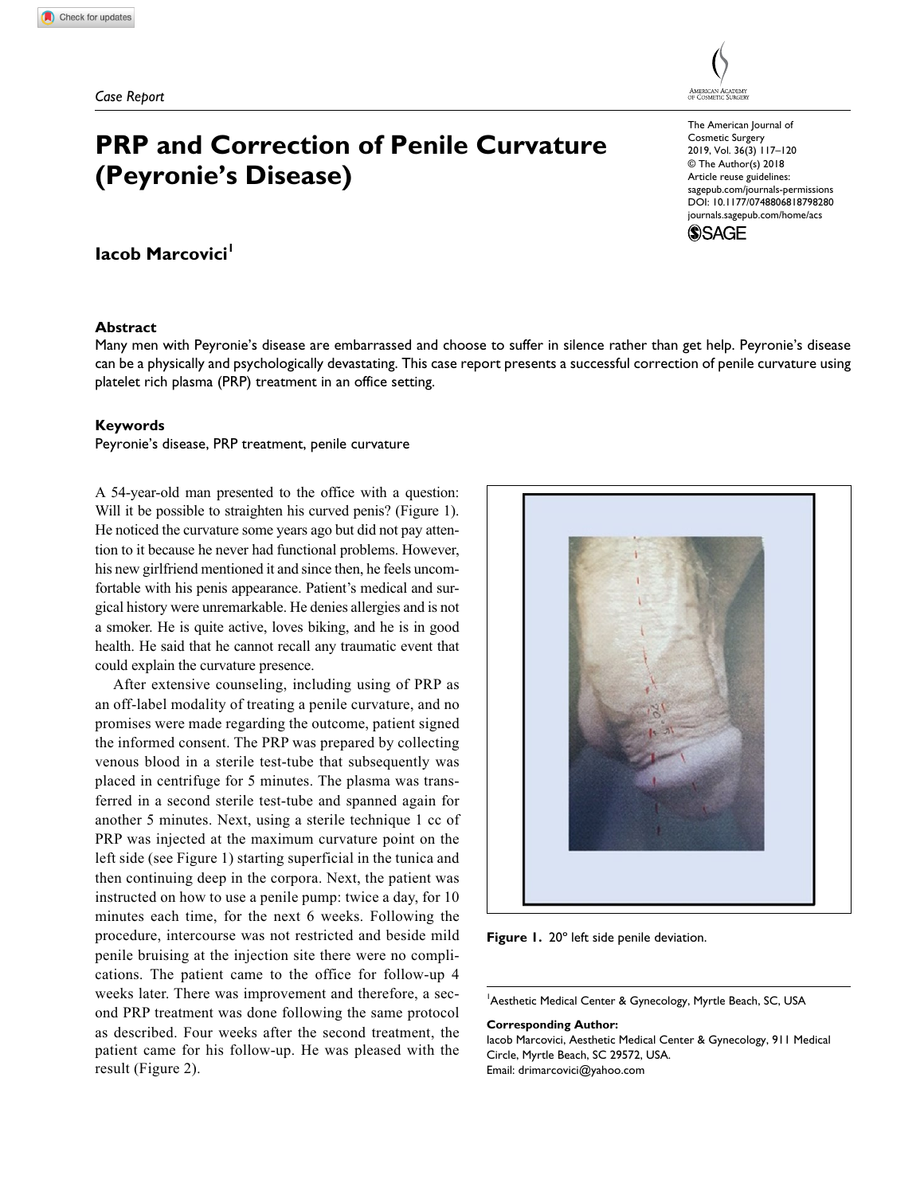*Case Report*

# PRP and Correction of Penile Curvature (Peyronie's Disease)

**Iacob Marcovici**[1]

The American Journal of Cosmetic Surgery
2019, Vol. 36(3) 117–120
© The Author(s) 2018
Article reuse guidelines:
sagepub.com/journals-permissions
DOI: 10.1177/0748806818798280
journals.sagepub.com/home/acs

### Abstract

Many men with Peyronie's disease are embarrassed and choose to suffer in silence rather than get help. Peyronie's disease can be a physically and psychologically devastating. This case report presents a successful correction of penile curvature using platelet rich plasma (PRP) treatment in an office setting.

### Keywords

Peyronie's disease, PRP treatment, penile curvature

A 54-year-old man presented to the office with a question: Will it be possible to straighten his curved penis? (Figure 1). He noticed the curvature some years ago but did not pay attention to it because he never had functional problems. However, his new girlfriend mentioned it and since then, he feels uncomfortable with his penis appearance. Patient's medical and surgical history were unremarkable. He denies allergies and is not a smoker. He is quite active, loves biking, and he is in good health. He said that he cannot recall any traumatic event that could explain the curvature presence.

After extensive counseling, including using of PRP as an off-label modality of treating a penile curvature, and no promises were made regarding the outcome, patient signed the informed consent. The PRP was prepared by collecting venous blood in a sterile test-tube that subsequently was placed in centrifuge for 5 minutes. The plasma was transferred in a second sterile test-tube and spanned again for another 5 minutes. Next, using a sterile technique 1 cc of PRP was injected at the maximum curvature point on the left side (see Figure 1) starting superficial in the tunica and then continuing deep in the corpora. Next, the patient was instructed on how to use a penile pump: twice a day, for 10 minutes each time, for the next 6 weeks. Following the procedure, intercourse was not restricted and beside mild penile bruising at the injection site there were no complications. The patient came to the office for follow-up 4 weeks later. There was improvement and therefore, a second PRP treatment was done following the same protocol as described. Four weeks after the second treatment, the patient came for his follow-up. He was pleased with the result (Figure 2).

**Figure 1.** 20° left side penile deviation.

[1]Aesthetic Medical Center & Gynecology, Myrtle Beach, SC, USA

**Corresponding Author:**
Iacob Marcovici, Aesthetic Medical Center & Gynecology, 911 Medical Circle, Myrtle Beach, SC 29572, USA.
Email: drimarcovici@yahoo.com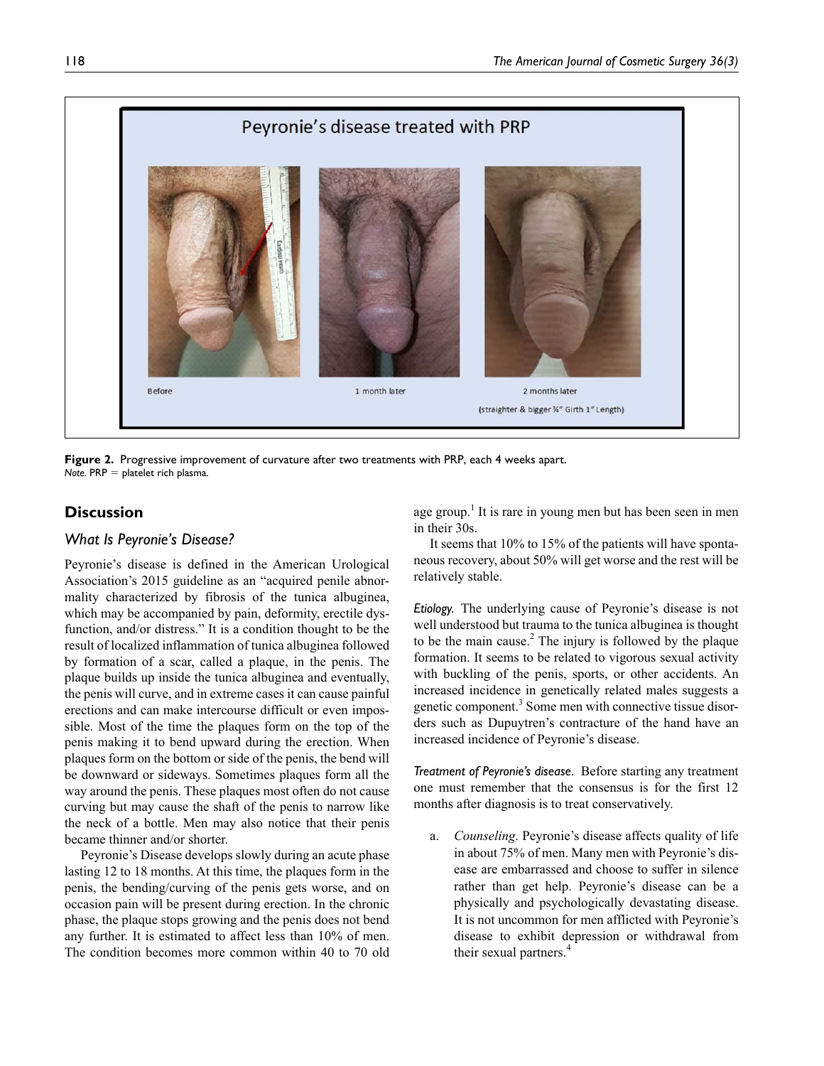Figure 2. Progressive improvement of curvature after two treatments with PRP, each 4 weeks apart.
*Note.* PRP = platelet rich plasma.

## Discussion

### *What Is Peyronie's Disease?*

Peyronie's disease is defined in the American Urological Association's 2015 guideline as an "acquired penile abnormality characterized by fibrosis of the tunica albuginea, which may be accompanied by pain, deformity, erectile dysfunction, and/or distress." It is a condition thought to be the result of localized inflammation of tunica albuginea followed by formation of a scar, called a plaque, in the penis. The plaque builds up inside the tunica albuginea and eventually, the penis will curve, and in extreme cases it can cause painful erections and can make intercourse difficult or even impossible. Most of the time the plaques form on the top of the penis making it to bend upward during the erection. When plaques form on the bottom or side of the penis, the bend will be downward or sideways. Sometimes plaques form all the way around the penis. These plaques most often do not cause curving but may cause the shaft of the penis to narrow like the neck of a bottle. Men may also notice that their penis became thinner and/or shorter.

Peyronie's Disease develops slowly during an acute phase lasting 12 to 18 months. At this time, the plaques form in the penis, the bending/curving of the penis gets worse, and on occasion pain will be present during erection. In the chronic phase, the plaque stops growing and the penis does not bend any further. It is estimated to affect less than 10% of men. The condition becomes more common within 40 to 70 old age group.[1] It is rare in young men but has been seen in men in their 30s.

It seems that 10% to 15% of the patients will have spontaneous recovery, about 50% will get worse and the rest will be relatively stable.

*Etiology.* The underlying cause of Peyronie's disease is not well understood but trauma to the tunica albuginea is thought to be the main cause.[2] The injury is followed by the plaque formation. It seems to be related to vigorous sexual activity with buckling of the penis, sports, or other accidents. An increased incidence in genetically related males suggests a genetic component.[3] Some men with connective tissue disorders such as Dupuytren's contracture of the hand have an increased incidence of Peyronie's disease.

*Treatment of Peyronie's disease.* Before starting any treatment one must remember that the consensus is for the first 12 months after diagnosis is to treat conservatively.

a. *Counseling*. Peyronie's disease affects quality of life in about 75% of men. Many men with Peyronie's disease are embarrassed and choose to suffer in silence rather than get help. Peyronie's disease can be a physically and psychologically devastating disease. It is not uncommon for men afflicted with Peyronie's disease to exhibit depression or withdrawal from their sexual partners.[4]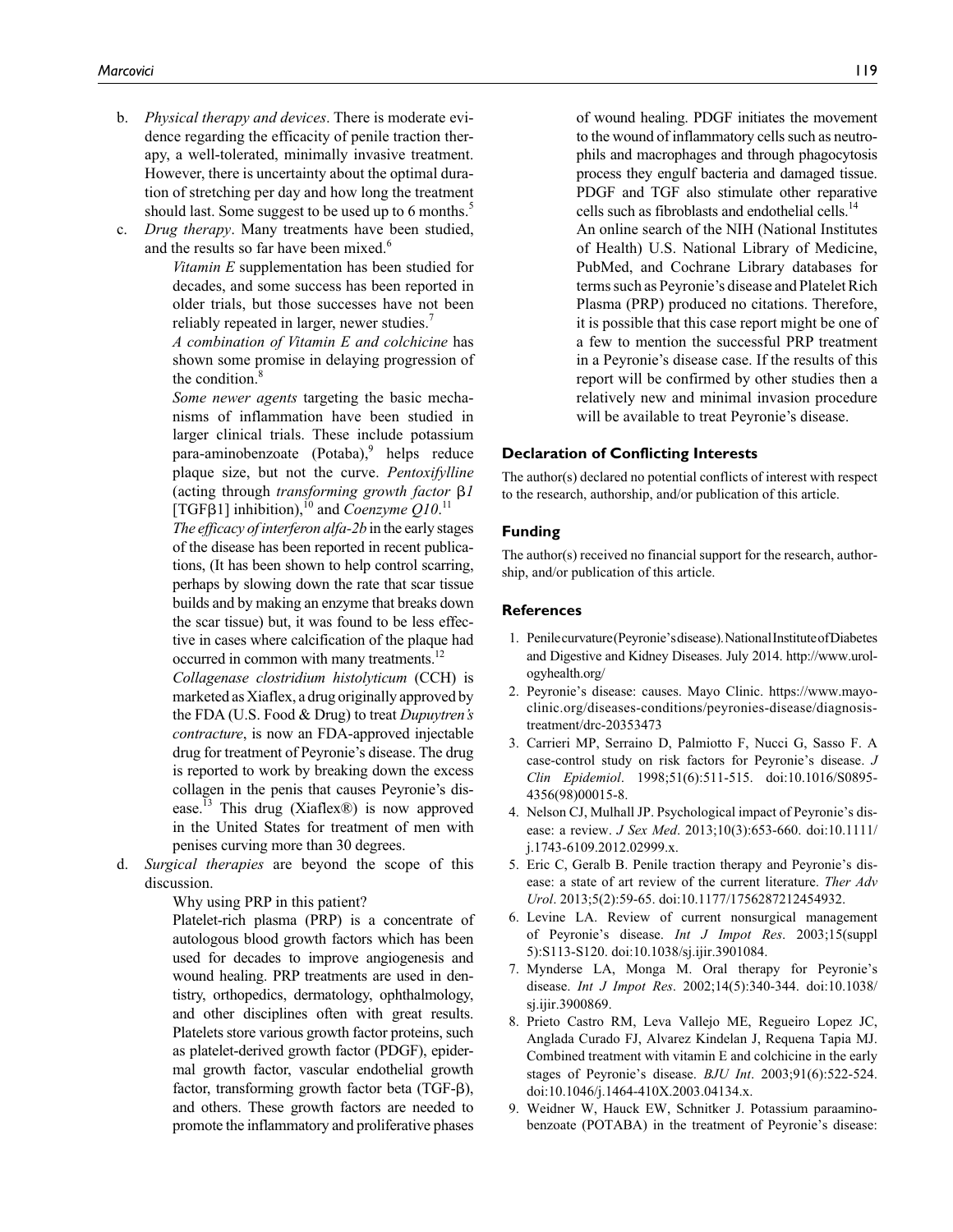b. *Physical therapy and devices*. There is moderate evidence regarding the efficacity of penile traction therapy, a well-tolerated, minimally invasive treatment. However, there is uncertainty about the optimal duration of stretching per day and how long the treatment should last. Some suggest to be used up to 6 months.[5]

c. *Drug therapy*. Many treatments have been studied, and the results so far have been mixed.[6]

   *Vitamin E* supplementation has been studied for decades, and some success has been reported in older trials, but those successes have not been reliably repeated in larger, newer studies.[7]

   *A combination of Vitamin E and colchicine* has shown some promise in delaying progression of the condition.[8]

   *Some newer agents* targeting the basic mechanisms of inflammation have been studied in larger clinical trials. These include potassium para-aminobenzoate (Potaba),[9] helps reduce plaque size, but not the curve. *Pentoxifylline* (acting through *transforming growth factor* $\beta 1$ [TGF$\beta$1] inhibition),[10] and *Coenzyme Q10*.[11]

   *The efficacy of interferon alfa-2b* in the early stages of the disease has been reported in recent publications, (It has been shown to help control scarring, perhaps by slowing down the rate that scar tissue builds and by making an enzyme that breaks down the scar tissue) but, it was found to be less effective in cases where calcification of the plaque had occurred in common with many treatments.[12]

   *Collagenase clostridium histolyticum* (CCH) is marketed as Xiaflex, a drug originally approved by the FDA (U.S. Food & Drug) to treat *Dupuytren's contracture*, is now an FDA-approved injectable drug for treatment of Peyronie's disease. The drug is reported to work by breaking down the excess collagen in the penis that causes Peyronie's disease.[13] This drug (Xiaflex®) is now approved in the United States for treatment of men with penises curving more than 30 degrees.

d. *Surgical therapies* are beyond the scope of this discussion.

   Why using PRP in this patient?

   Platelet-rich plasma (PRP) is a concentrate of autologous blood growth factors which has been used for decades to improve angiogenesis and wound healing. PRP treatments are used in dentistry, orthopedics, dermatology, ophthalmology, and other disciplines often with great results. Platelets store various growth factor proteins, such as platelet-derived growth factor (PDGF), epidermal growth factor, vascular endothelial growth factor, transforming growth factor beta (TGF-$\beta$), and others. These growth factors are needed to promote the inflammatory and proliferative phases of wound healing. PDGF initiates the movement to the wound of inflammatory cells such as neutrophils and macrophages and through phagocytosis process they engulf bacteria and damaged tissue. PDGF and TGF also stimulate other reparative cells such as fibroblasts and endothelial cells.[14]

   An online search of the NIH (National Institutes of Health) U.S. National Library of Medicine, PubMed, and Cochrane Library databases for terms such as Peyronie's disease and Platelet Rich Plasma (PRP) produced no citations. Therefore, it is possible that this case report might be one of a few to mention the successful PRP treatment in a Peyronie's disease case. If the results of this report will be confirmed by other studies then a relatively new and minimal invasion procedure will be available to treat Peyronie's disease.

## Declaration of Conflicting Interests

The author(s) declared no potential conflicts of interest with respect to the research, authorship, and/or publication of this article.

## Funding

The author(s) received no financial support for the research, authorship, and/or publication of this article.

## References

1. Penile curvature (Peyronie's disease). National Institute of Diabetes and Digestive and Kidney Diseases. July 2014. http://www.urologyhealth.org/
2. Peyronie's disease: causes. Mayo Clinic. https://www.mayoclinic.org/diseases-conditions/peyronies-disease/diagnosis-treatment/drc-20353473
3. Carrieri MP, Serraino D, Palmiotto F, Nucci G, Sasso F. A case-control study on risk factors for Peyronie's disease. *J Clin Epidemiol*. 1998;51(6):511-515. doi:10.1016/S0895-4356(98)00015-8.
4. Nelson CJ, Mulhall JP. Psychological impact of Peyronie's disease: a review. *J Sex Med*. 2013;10(3):653-660. doi:10.1111/j.1743-6109.2012.02999.x.
5. Eric C, Geralb B. Penile traction therapy and Peyronie's disease: a state of art review of the current literature. *Ther Adv Urol*. 2013;5(2):59-65. doi:10.1177/1756287212454932.
6. Levine LA. Review of current nonsurgical management of Peyronie's disease. *Int J Impot Res*. 2003;15(suppl 5):S113-S120. doi:10.1038/sj.ijir.3901084.
7. Mynderse LA, Monga M. Oral therapy for Peyronie's disease. *Int J Impot Res*. 2002;14(5):340-344. doi:10.1038/sj.ijir.3900869.
8. Prieto Castro RM, Leva Vallejo ME, Regueiro Lopez JC, Anglada Curado FJ, Alvarez Kindelan J, Requena Tapia MJ. Combined treatment with vitamin E and colchicine in the early stages of Peyronie's disease. *BJU Int*. 2003;91(6):522-524. doi:10.1046/j.1464-410X.2003.04134.x.
9. Weidner W, Hauck EW, Schnitker J. Potassium paraaminobenzoate (POTABA) in the treatment of Peyronie's disease: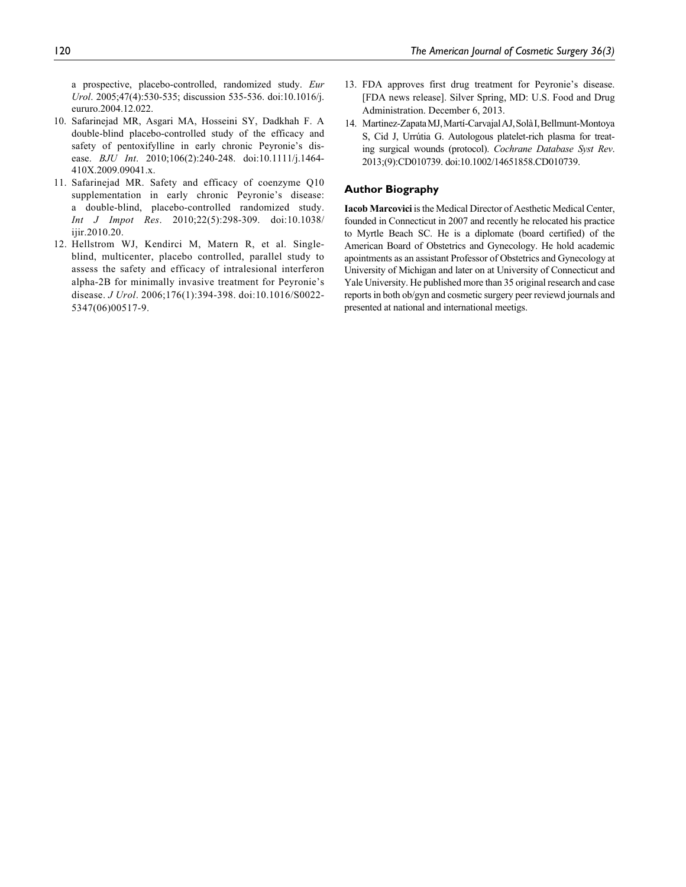a prospective, placebo-controlled, randomized study. *Eur Urol*. 2005;47(4):530-535; discussion 535-536. doi:10.1016/j.eururo.2004.12.022.

10. Safarinejad MR, Asgari MA, Hosseini SY, Dadkhah F. A double-blind placebo-controlled study of the efficacy and safety of pentoxifylline in early chronic Peyronie's disease. *BJU Int*. 2010;106(2):240-248. doi:10.1111/j.1464-410X.2009.09041.x.
11. Safarinejad MR. Safety and efficacy of coenzyme Q10 supplementation in early chronic Peyronie's disease: a double-blind, placebo-controlled randomized study. *Int J Impot Res*. 2010;22(5):298-309. doi:10.1038/ijir.2010.20.
12. Hellstrom WJ, Kendirci M, Matern R, et al. Single-blind, multicenter, placebo controlled, parallel study to assess the safety and efficacy of intralesional interferon alpha-2B for minimally invasive treatment for Peyronie's disease. *J Urol*. 2006;176(1):394-398. doi:10.1016/S0022-5347(06)00517-9.
13. FDA approves first drug treatment for Peyronie's disease. [FDA news release]. Silver Spring, MD: U.S. Food and Drug Administration. December 6, 2013.
14. Martinez-Zapata MJ, Martí-Carvajal AJ, Solà I, Bellmunt-Montoya S, Cid J, Urrútia G. Autologous platelet-rich plasma for treating surgical wounds (protocol). *Cochrane Database Syst Rev*. 2013;(9):CD010739. doi:10.1002/14651858.CD010739.

## Author Biography

**Iacob Marcovici** is the Medical Director of Aesthetic Medical Center, founded in Connecticut in 2007 and recently he relocated his practice to Myrtle Beach SC. He is a diplomate (board certified) of the American Board of Obstetrics and Gynecology. He hold academic apointments as an assistant Professor of Obstetrics and Gynecology at University of Michigan and later on at University of Connecticut and Yale University. He published more than 35 original research and case reports in both ob/gyn and cosmetic surgery peer reviewd journals and presented at national and international meetigs.